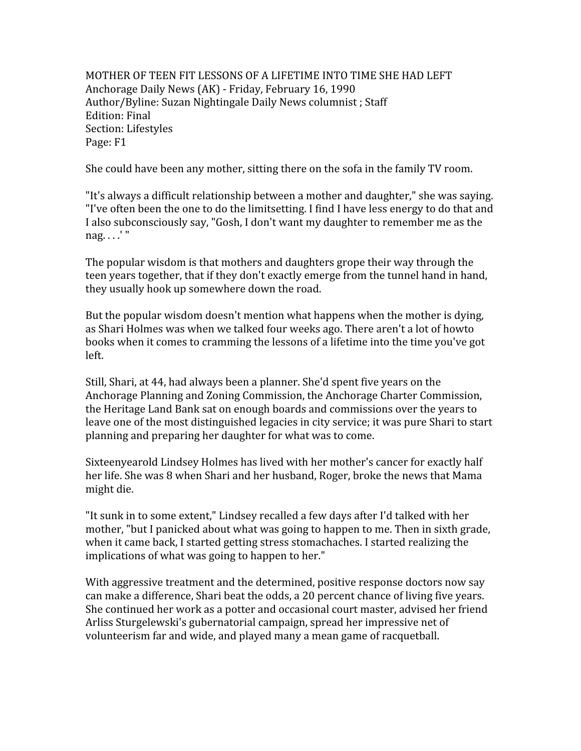# MOTHER OF TEEN FIT LESSONS OF A LIFETIME INTO TIME SHE HAD LEFT

Anchorage Daily News (AK) - Friday, February 16, 1990
Author/Byline: Suzan Nightingale Daily News columnist ; Staff
Edition: Final
Section: Lifestyles
Page: F1

She could have been any mother, sitting there on the sofa in the family TV room.

"It's always a difficult relationship between a mother and daughter," she was saying. "I've often been the one to do the limitsetting. I find I have less energy to do that and I also subconsciously say, "Gosh, I don't want my daughter to remember me as the nag. . . .' "

The popular wisdom is that mothers and daughters grope their way through the teen years together, that if they don't exactly emerge from the tunnel hand in hand, they usually hook up somewhere down the road.

But the popular wisdom doesn't mention what happens when the mother is dying, as Shari Holmes was when we talked four weeks ago. There aren't a lot of howto books when it comes to cramming the lessons of a lifetime into the time you've got left.

Still, Shari, at 44, had always been a planner. She'd spent five years on the Anchorage Planning and Zoning Commission, the Anchorage Charter Commission, the Heritage Land Bank sat on enough boards and commissions over the years to leave one of the most distinguished legacies in city service; it was pure Shari to start planning and preparing her daughter for what was to come.

Sixteenyearold Lindsey Holmes has lived with her mother's cancer for exactly half her life. She was 8 when Shari and her husband, Roger, broke the news that Mama might die.

"It sunk in to some extent," Lindsey recalled a few days after I'd talked with her mother, "but I panicked about what was going to happen to me. Then in sixth grade, when it came back, I started getting stress stomachaches. I started realizing the implications of what was going to happen to her."

With aggressive treatment and the determined, positive response doctors now say can make a difference, Shari beat the odds, a 20 percent chance of living five years. She continued her work as a potter and occasional court master, advised her friend Arliss Sturgelewski's gubernatorial campaign, spread her impressive net of volunteerism far and wide, and played many a mean game of racquetball.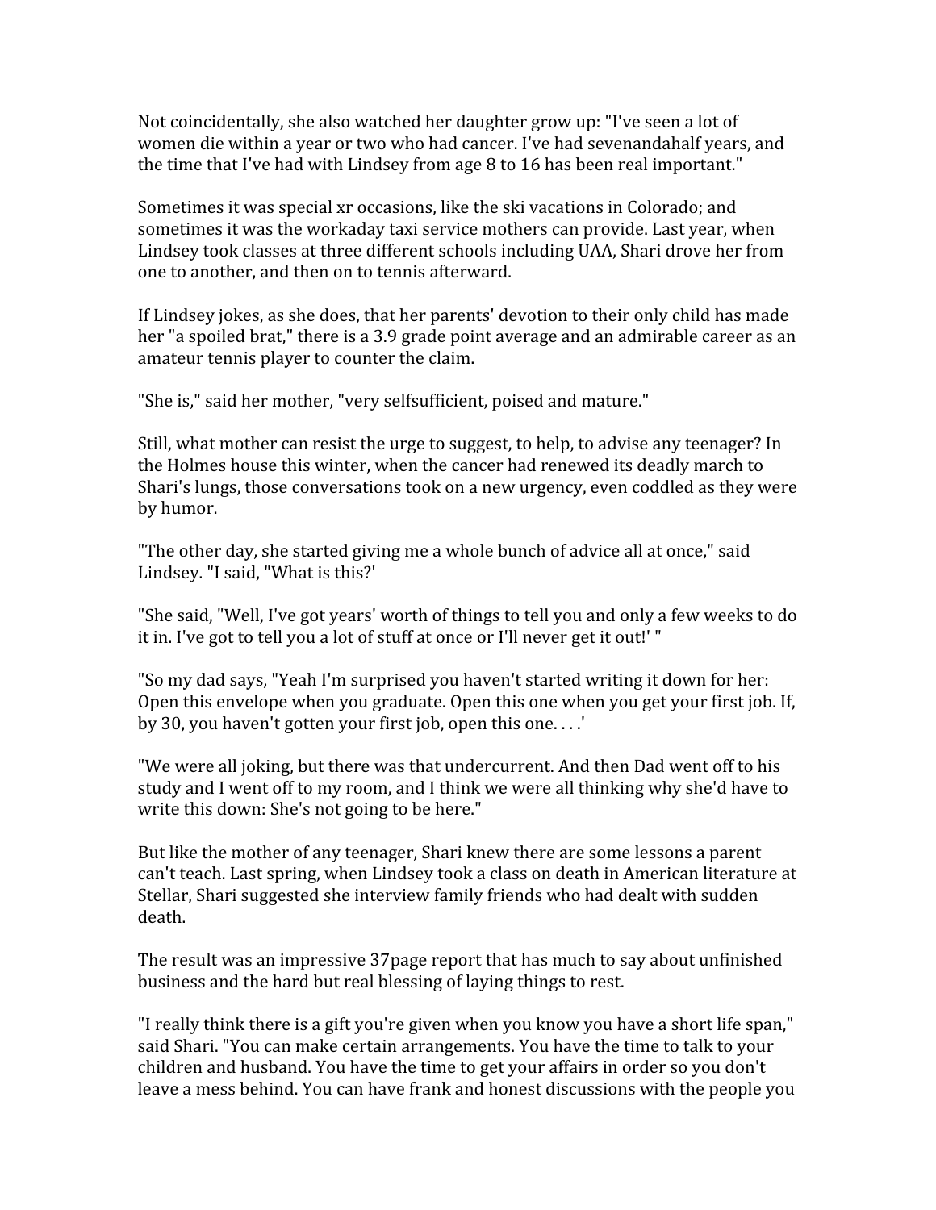Not coincidentally, she also watched her daughter grow up: "I've seen a lot of women die within a year or two who had cancer. I've had sevenandahalf years, and the time that I've had with Lindsey from age 8 to 16 has been real important."

Sometimes it was special xr occasions, like the ski vacations in Colorado; and sometimes it was the workaday taxi service mothers can provide. Last year, when Lindsey took classes at three different schools including UAA, Shari drove her from one to another, and then on to tennis afterward.

If Lindsey jokes, as she does, that her parents' devotion to their only child has made her "a spoiled brat," there is a 3.9 grade point average and an admirable career as an amateur tennis player to counter the claim.

"She is," said her mother, "very selfsufficient, poised and mature."

Still, what mother can resist the urge to suggest, to help, to advise any teenager? In the Holmes house this winter, when the cancer had renewed its deadly march to Shari's lungs, those conversations took on a new urgency, even coddled as they were by humor.

"The other day, she started giving me a whole bunch of advice all at once," said Lindsey. "I said, "What is this?'

"She said, "Well, I've got years' worth of things to tell you and only a few weeks to do it in. I've got to tell you a lot of stuff at once or I'll never get it out!' "

"So my dad says, "Yeah I'm surprised you haven't started writing it down for her: Open this envelope when you graduate. Open this one when you get your first job. If, by 30, you haven't gotten your first job, open this one. . . .'

"We were all joking, but there was that undercurrent. And then Dad went off to his study and I went off to my room, and I think we were all thinking why she'd have to write this down: She's not going to be here."

But like the mother of any teenager, Shari knew there are some lessons a parent can't teach. Last spring, when Lindsey took a class on death in American literature at Stellar, Shari suggested she interview family friends who had dealt with sudden death.

The result was an impressive 37page report that has much to say about unfinished business and the hard but real blessing of laying things to rest.

"I really think there is a gift you're given when you know you have a short life span," said Shari. "You can make certain arrangements. You have the time to talk to your children and husband. You have the time to get your affairs in order so you don't leave a mess behind. You can have frank and honest discussions with the people you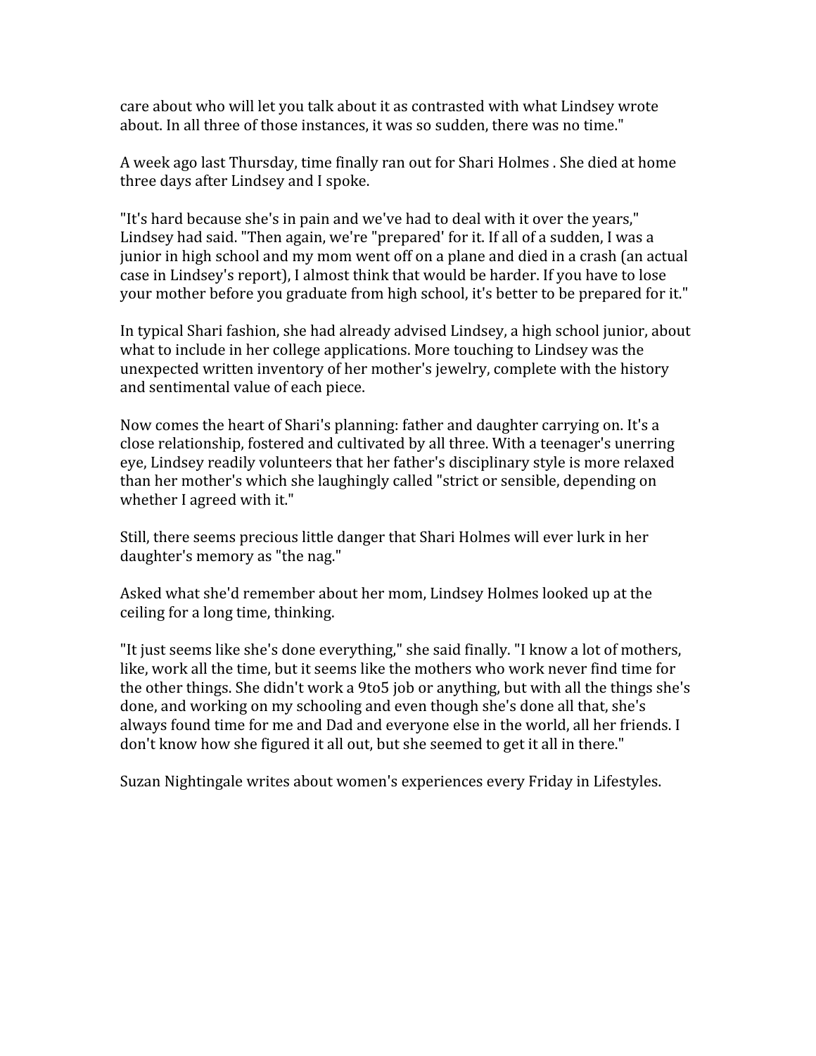care about who will let you talk about it as contrasted with what Lindsey wrote about. In all three of those instances, it was so sudden, there was no time."

A week ago last Thursday, time finally ran out for Shari Holmes . She died at home three days after Lindsey and I spoke.

"It's hard because she's in pain and we've had to deal with it over the years," Lindsey had said. "Then again, we're "prepared' for it. If all of a sudden, I was a junior in high school and my mom went off on a plane and died in a crash (an actual case in Lindsey's report), I almost think that would be harder. If you have to lose your mother before you graduate from high school, it's better to be prepared for it."

In typical Shari fashion, she had already advised Lindsey, a high school junior, about what to include in her college applications. More touching to Lindsey was the unexpected written inventory of her mother's jewelry, complete with the history and sentimental value of each piece.

Now comes the heart of Shari's planning: father and daughter carrying on. It's a close relationship, fostered and cultivated by all three. With a teenager's unerring eye, Lindsey readily volunteers that her father's disciplinary style is more relaxed than her mother's which she laughingly called "strict or sensible, depending on whether I agreed with it."

Still, there seems precious little danger that Shari Holmes will ever lurk in her daughter's memory as "the nag."

Asked what she'd remember about her mom, Lindsey Holmes looked up at the ceiling for a long time, thinking.

"It just seems like she's done everything," she said finally. "I know a lot of mothers, like, work all the time, but it seems like the mothers who work never find time for the other things. She didn't work a 9to5 job or anything, but with all the things she's done, and working on my schooling and even though she's done all that, she's always found time for me and Dad and everyone else in the world, all her friends. I don't know how she figured it all out, but she seemed to get it all in there."

Suzan Nightingale writes about women's experiences every Friday in Lifestyles.